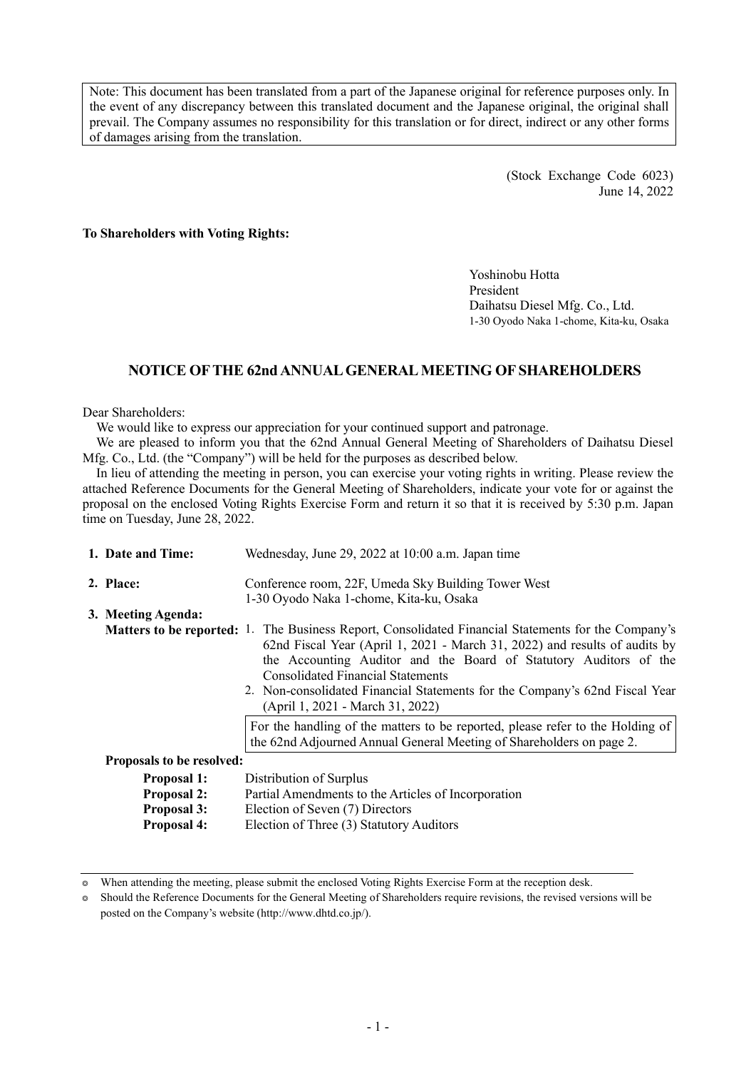Note: This document has been translated from a part of the Japanese original for reference purposes only. In the event of any discrepancy between this translated document and the Japanese original, the original shall prevail. The Company assumes no responsibility for this translation or for direct, indirect or any other forms of damages arising from the translation.

(Stock Exchange Code 6023)
June 14, 2022

**To Shareholders with Voting Rights:**

Yoshinobu Hotta
President
Daihatsu Diesel Mfg. Co., Ltd.
1-30 Oyodo Naka 1-chome, Kita-ku, Osaka

# NOTICE OF THE 62nd ANNUAL GENERAL MEETING OF SHAREHOLDERS

Dear Shareholders:

We would like to express our appreciation for your continued support and patronage.

We are pleased to inform you that the 62nd Annual General Meeting of Shareholders of Daihatsu Diesel Mfg. Co., Ltd. (the "Company") will be held for the purposes as described below.

In lieu of attending the meeting in person, you can exercise your voting rights in writing. Please review the attached Reference Documents for the General Meeting of Shareholders, indicate your vote for or against the proposal on the enclosed Voting Rights Exercise Form and return it so that it is received by 5:30 p.m. Japan time on Tuesday, June 28, 2022.

**1. Date and Time:** Wednesday, June 29, 2022 at 10:00 a.m. Japan time

**2. Place:** Conference room, 22F, Umeda Sky Building Tower West
1-30 Oyodo Naka 1-chome, Kita-ku, Osaka

**3. Meeting Agenda:**

**Matters to be reported:**

1. The Business Report, Consolidated Financial Statements for the Company's 62nd Fiscal Year (April 1, 2021 - March 31, 2022) and results of audits by the Accounting Auditor and the Board of Statutory Auditors of the Consolidated Financial Statements
2. Non-consolidated Financial Statements for the Company's 62nd Fiscal Year (April 1, 2021 - March 31, 2022)

For the handling of the matters to be reported, please refer to the Holding of the 62nd Adjourned Annual General Meeting of Shareholders on page 2.

**Proposals to be resolved:**

**Proposal 1:** Distribution of Surplus
**Proposal 2:** Partial Amendments to the Articles of Incorporation
**Proposal 3:** Election of Seven (7) Directors
**Proposal 4:** Election of Three (3) Statutory Auditors

---

◎ When attending the meeting, please submit the enclosed Voting Rights Exercise Form at the reception desk.

◎ Should the Reference Documents for the General Meeting of Shareholders require revisions, the revised versions will be posted on the Company's website (http://www.dhtd.co.jp/).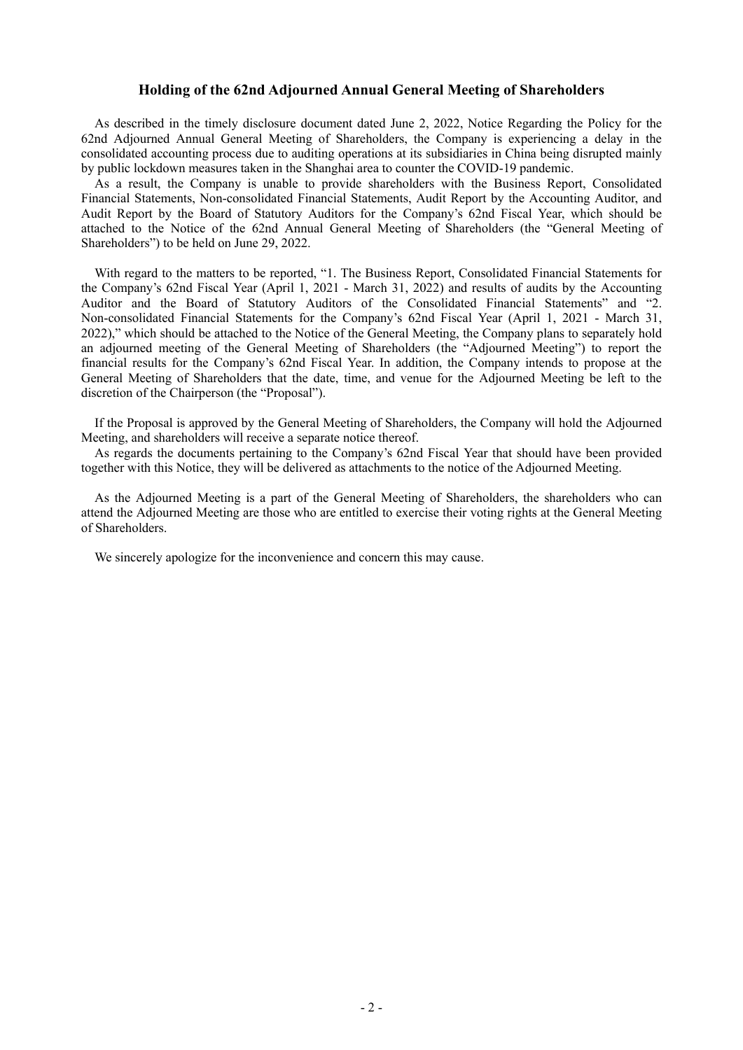## Holding of the 62nd Adjourned Annual General Meeting of Shareholders

As described in the timely disclosure document dated June 2, 2022, Notice Regarding the Policy for the 62nd Adjourned Annual General Meeting of Shareholders, the Company is experiencing a delay in the consolidated accounting process due to auditing operations at its subsidiaries in China being disrupted mainly by public lockdown measures taken in the Shanghai area to counter the COVID-19 pandemic.

As a result, the Company is unable to provide shareholders with the Business Report, Consolidated Financial Statements, Non-consolidated Financial Statements, Audit Report by the Accounting Auditor, and Audit Report by the Board of Statutory Auditors for the Company's 62nd Fiscal Year, which should be attached to the Notice of the 62nd Annual General Meeting of Shareholders (the "General Meeting of Shareholders") to be held on June 29, 2022.

With regard to the matters to be reported, "1. The Business Report, Consolidated Financial Statements for the Company's 62nd Fiscal Year (April 1, 2021 - March 31, 2022) and results of audits by the Accounting Auditor and the Board of Statutory Auditors of the Consolidated Financial Statements" and "2. Non-consolidated Financial Statements for the Company's 62nd Fiscal Year (April 1, 2021 - March 31, 2022)," which should be attached to the Notice of the General Meeting, the Company plans to separately hold an adjourned meeting of the General Meeting of Shareholders (the "Adjourned Meeting") to report the financial results for the Company's 62nd Fiscal Year. In addition, the Company intends to propose at the General Meeting of Shareholders that the date, time, and venue for the Adjourned Meeting be left to the discretion of the Chairperson (the "Proposal").

If the Proposal is approved by the General Meeting of Shareholders, the Company will hold the Adjourned Meeting, and shareholders will receive a separate notice thereof.

As regards the documents pertaining to the Company's 62nd Fiscal Year that should have been provided together with this Notice, they will be delivered as attachments to the notice of the Adjourned Meeting.

As the Adjourned Meeting is a part of the General Meeting of Shareholders, the shareholders who can attend the Adjourned Meeting are those who are entitled to exercise their voting rights at the General Meeting of Shareholders.

We sincerely apologize for the inconvenience and concern this may cause.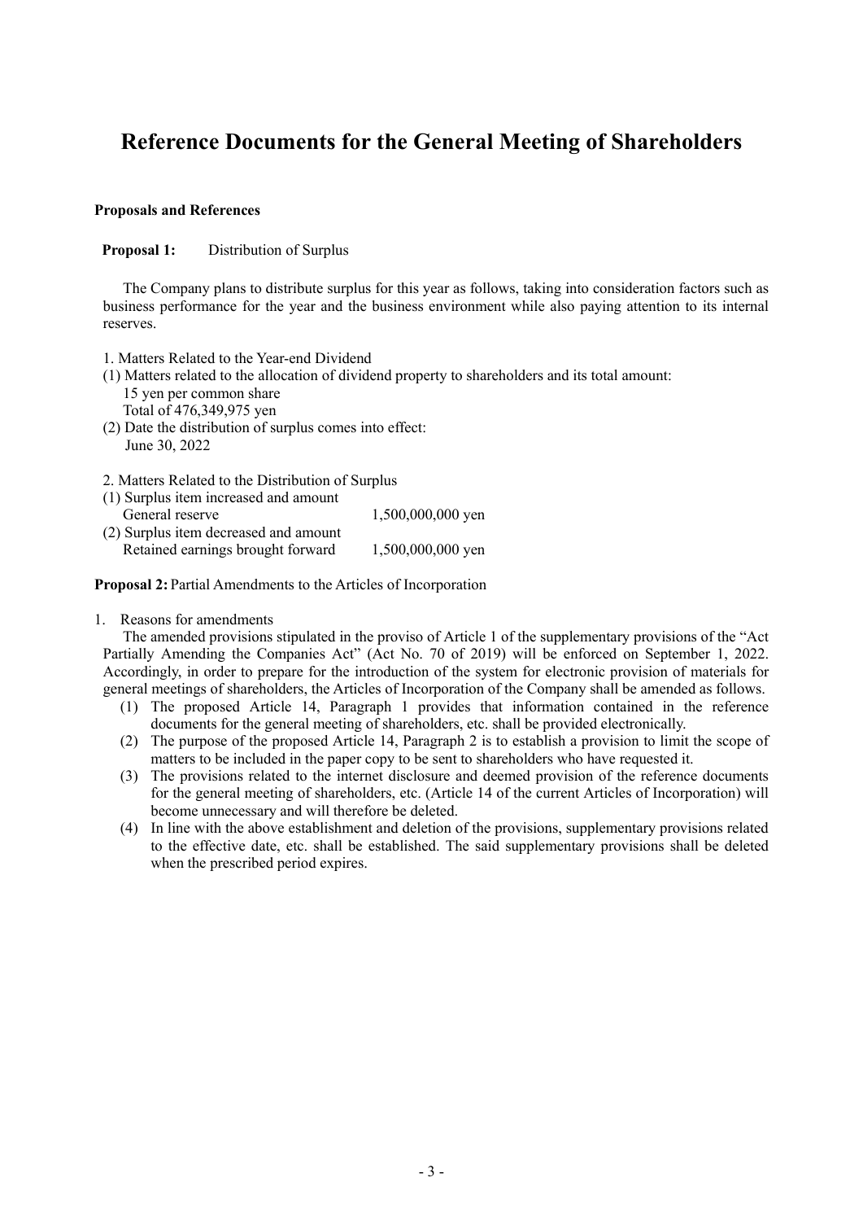# Reference Documents for the General Meeting of Shareholders

**Proposals and References**

**Proposal 1:** Distribution of Surplus

The Company plans to distribute surplus for this year as follows, taking into consideration factors such as business performance for the year and the business environment while also paying attention to its internal reserves.

1. Matters Related to the Year-end Dividend
(1) Matters related to the allocation of dividend property to shareholders and its total amount:
15 yen per common share
Total of 476,349,975 yen
(2) Date the distribution of surplus comes into effect:
June 30, 2022

2. Matters Related to the Distribution of Surplus
(1) Surplus item increased and amount
General reserve 1,500,000,000 yen
(2) Surplus item decreased and amount
Retained earnings brought forward 1,500,000,000 yen

**Proposal 2:** Partial Amendments to the Articles of Incorporation

1. Reasons for amendments

The amended provisions stipulated in the proviso of Article 1 of the supplementary provisions of the "Act Partially Amending the Companies Act" (Act No. 70 of 2019) will be enforced on September 1, 2022. Accordingly, in order to prepare for the introduction of the system for electronic provision of materials for general meetings of shareholders, the Articles of Incorporation of the Company shall be amended as follows.

(1) The proposed Article 14, Paragraph 1 provides that information contained in the reference documents for the general meeting of shareholders, etc. shall be provided electronically.
(2) The purpose of the proposed Article 14, Paragraph 2 is to establish a provision to limit the scope of matters to be included in the paper copy to be sent to shareholders who have requested it.
(3) The provisions related to the internet disclosure and deemed provision of the reference documents for the general meeting of shareholders, etc. (Article 14 of the current Articles of Incorporation) will become unnecessary and will therefore be deleted.
(4) In line with the above establishment and deletion of the provisions, supplementary provisions related to the effective date, etc. shall be established. The said supplementary provisions shall be deleted when the prescribed period expires.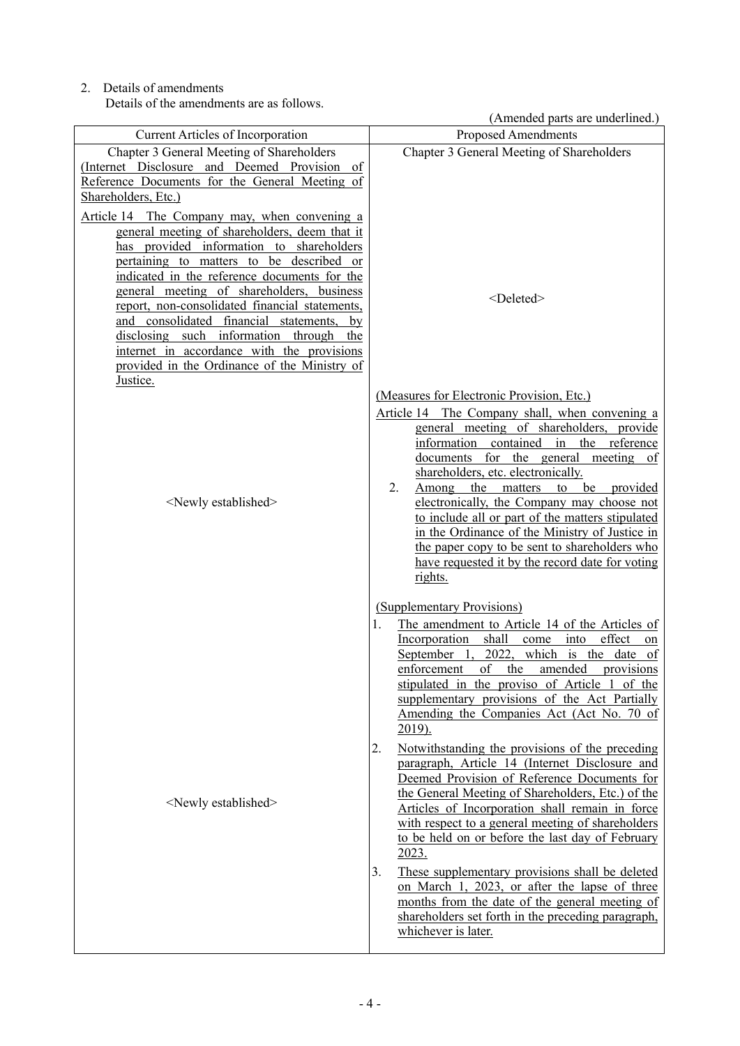2. Details of amendments

Details of the amendments are as follows.

(Amended parts are underlined.)

| Current Articles of Incorporation | Proposed Amendments |
|---|---|
| Chapter 3 General Meeting of Shareholders | Chapter 3 General Meeting of Shareholders |
| (Internet Disclosure and Deemed Provision of Reference Documents for the General Meeting of Shareholders, Etc.)<br><br>Article 14 The Company may, when convening a general meeting of shareholders, deem that it has provided information to shareholders pertaining to matters to be described or indicated in the reference documents for the general meeting of shareholders, business report, non-consolidated financial statements, and consolidated financial statements, by disclosing such information through the internet in accordance with the provisions provided in the Ordinance of the Ministry of Justice. | <Deleted> |
| <Newly established> | (Measures for Electronic Provision, Etc.)<br><br>Article 14 The Company shall, when convening a general meeting of shareholders, provide information contained in the reference documents for the general meeting of shareholders, etc. electronically.<br><br>2. Among the matters to be provided electronically, the Company may choose not to include all or part of the matters stipulated in the Ordinance of the Ministry of Justice in the paper copy to be sent to shareholders who have requested it by the record date for voting rights. |
| <Newly established> | (Supplementary Provisions)<br><br>1. The amendment to Article 14 of the Articles of Incorporation shall come into effect on September 1, 2022, which is the date of enforcement of the amended provisions stipulated in the proviso of Article 1 of the supplementary provisions of the Act Partially Amending the Companies Act (Act No. 70 of 2019).<br><br>2. Notwithstanding the provisions of the preceding paragraph, Article 14 (Internet Disclosure and Deemed Provision of Reference Documents for the General Meeting of Shareholders, Etc.) of the Articles of Incorporation shall remain in force with respect to a general meeting of shareholders to be held on or before the last day of February 2023.<br><br>3. These supplementary provisions shall be deleted on March 1, 2023, or after the lapse of three months from the date of the general meeting of shareholders set forth in the preceding paragraph, whichever is later. |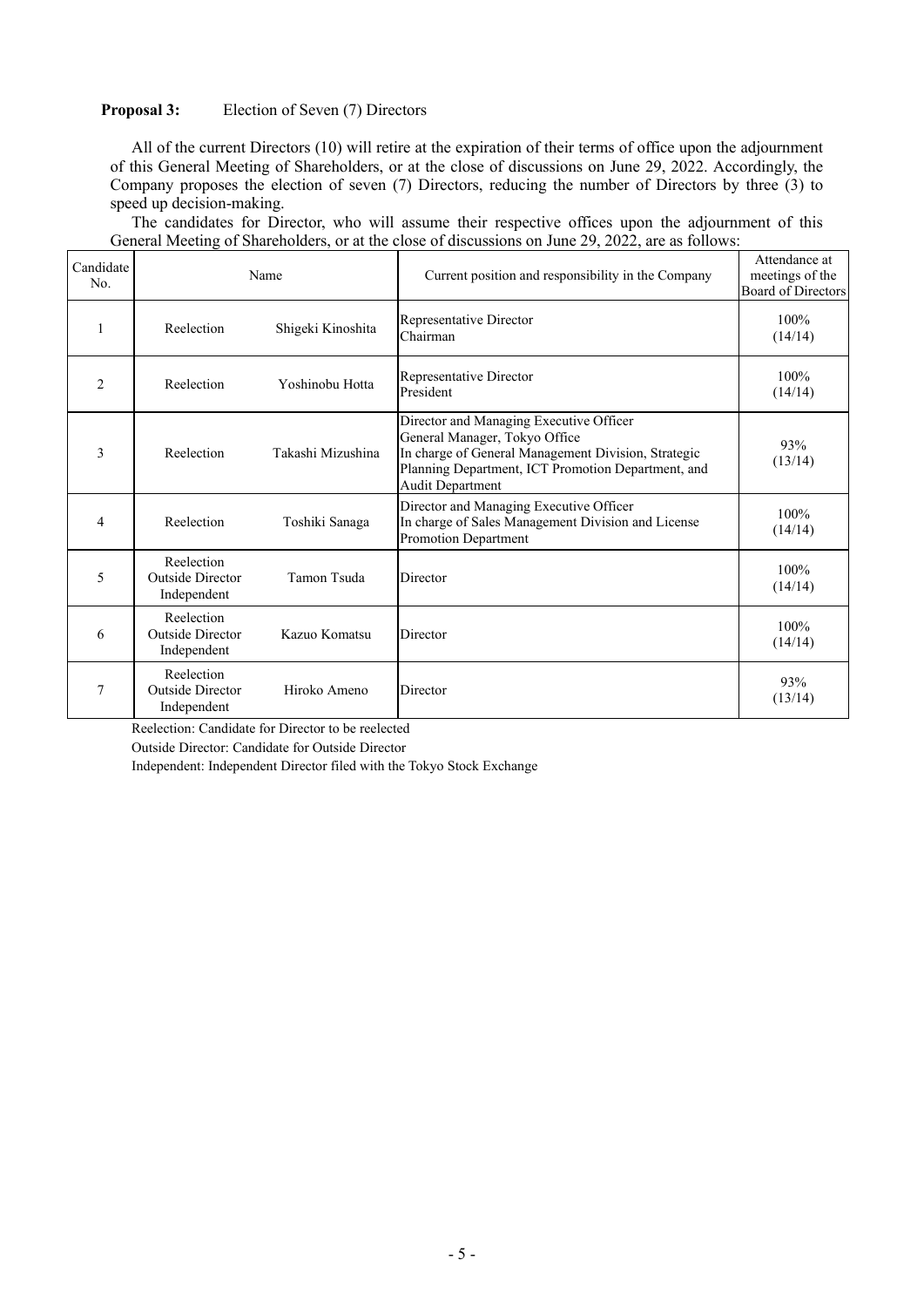**Proposal 3:** Election of Seven (7) Directors

All of the current Directors (10) will retire at the expiration of their terms of office upon the adjournment of this General Meeting of Shareholders, or at the close of discussions on June 29, 2022. Accordingly, the Company proposes the election of seven (7) Directors, reducing the number of Directors by three (3) to speed up decision-making.

The candidates for Director, who will assume their respective offices upon the adjournment of this General Meeting of Shareholders, or at the close of discussions on June 29, 2022, are as follows:

| Candidate No. | Name | | Current position and responsibility in the Company | Attendance at meetings of the Board of Directors |
|---|---|---|---|---|
| 1 | Reelection | Shigeki Kinoshita | Representative Director<br>Chairman | 100%<br>(14/14) |
| 2 | Reelection | Yoshinobu Hotta | Representative Director<br>President | 100%<br>(14/14) |
| 3 | Reelection | Takashi Mizushina | Director and Managing Executive Officer<br>General Manager, Tokyo Office<br>In charge of General Management Division, Strategic Planning Department, ICT Promotion Department, and Audit Department | 93%<br>(13/14) |
| 4 | Reelection | Toshiki Sanaga | Director and Managing Executive Officer<br>In charge of Sales Management Division and License Promotion Department | 100%<br>(14/14) |
| 5 | Reelection<br>Outside Director<br>Independent | Tamon Tsuda | Director | 100%<br>(14/14) |
| 6 | Reelection<br>Outside Director<br>Independent | Kazuo Komatsu | Director | 100%<br>(14/14) |
| 7 | Reelection<br>Outside Director<br>Independent | Hiroko Ameno | Director | 93%<br>(13/14) |

Reelection: Candidate for Director to be reelected

Outside Director: Candidate for Outside Director

Independent: Independent Director filed with the Tokyo Stock Exchange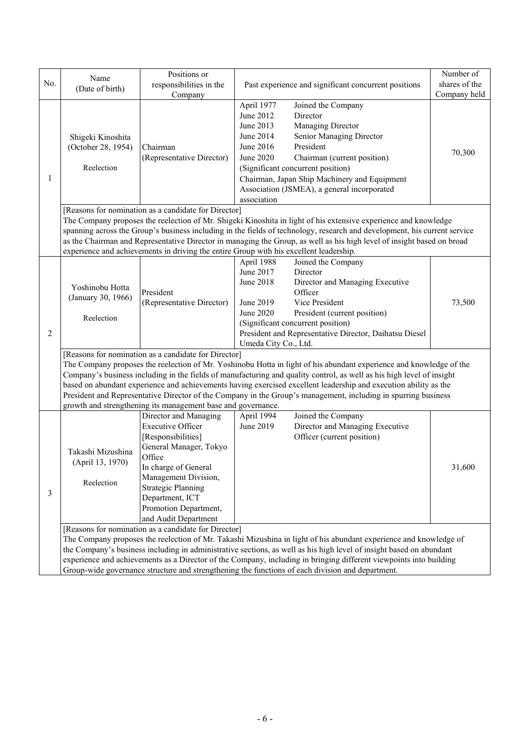| No. | Name (Date of birth) | Positions or responsibilities in the Company | Past experience and significant concurrent positions | Number of shares of the Company held |
|---|---|---|---|---|
| 1 | Shigeki Kinoshita (October 28, 1954) Reelection | Chairman (Representative Director) | April 1977 Joined the Company<br>June 2012 Director<br>June 2013 Managing Director<br>June 2014 Senior Managing Director<br>June 2016 President<br>June 2020 Chairman (current position)<br>(Significant concurrent position)<br>Chairman, Japan Ship Machinery and Equipment Association (JSMEA), a general incorporated association | 70,300 |
| | [Reasons for nomination as a candidate for Director]<br>The Company proposes the reelection of Mr. Shigeki Kinoshita in light of his extensive experience and knowledge spanning across the Group's business including in the fields of technology, research and development, his current service as the Chairman and Representative Director in managing the Group, as well as his high level of insight based on broad experience and achievements in driving the entire Group with his excellent leadership. | | | |
| 2 | Yoshinobu Hotta (January 30, 1966) Reelection | President (Representative Director) | April 1988 Joined the Company<br>June 2017 Director<br>June 2018 Director and Managing Executive Officer<br>June 2019 Vice President<br>June 2020 President (current position)<br>(Significant concurrent position)<br>President and Representative Director, Daihatsu Diesel Umeda City Co., Ltd. | 73,500 |
| | [Reasons for nomination as a candidate for Director]<br>The Company proposes the reelection of Mr. Yoshinobu Hotta in light of his abundant experience and knowledge of the Company's business including in the fields of manufacturing and quality control, as well as his high level of insight based on abundant experience and achievements having exercised excellent leadership and execution ability as the President and Representative Director of the Company in the Group's management, including in spurring business growth and strengthening its management base and governance. | | | |
| 3 | Takashi Mizushina (April 13, 1970) Reelection | Director and Managing Executive Officer<br>[Responsibilities]<br>General Manager, Tokyo Office<br>In charge of General Management Division, Strategic Planning Department, ICT Promotion Department, and Audit Department | April 1994 Joined the Company<br>June 2019 Director and Managing Executive Officer (current position) | 31,600 |
| | [Reasons for nomination as a candidate for Director]<br>The Company proposes the reelection of Mr. Takashi Mizushina in light of his abundant experience and knowledge of the Company's business including in administrative sections, as well as his high level of insight based on abundant experience and achievements as a Director of the Company, including in bringing different viewpoints into building Group-wide governance structure and strengthening the functions of each division and department. | | | |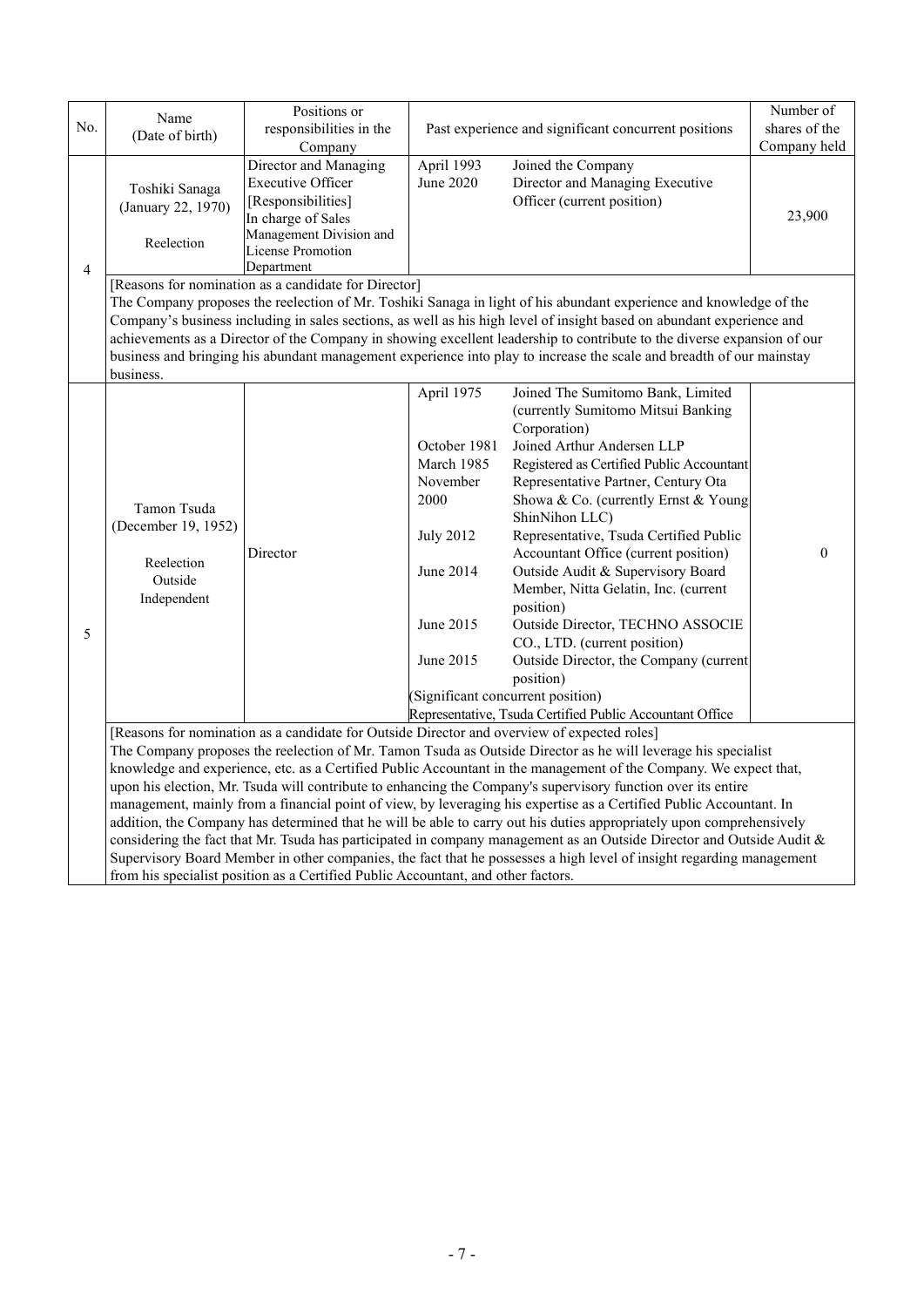| No. | Name (Date of birth) | Positions or responsibilities in the Company | Past experience and significant concurrent positions | Number of shares of the Company held |
|---|---|---|---|---|
| 4 | Toshiki Sanaga (January 22, 1970) Reelection | Director and Managing Executive Officer [Responsibilities] In charge of Sales Management Division and License Promotion Department | April 1993 Joined the Company<br>June 2020 Director and Managing Executive Officer (current position) | 23,900 |
| | [Reasons for nomination as a candidate for Director]<br>The Company proposes the reelection of Mr. Toshiki Sanaga in light of his abundant experience and knowledge of the Company's business including in sales sections, as well as his high level of insight based on abundant experience and achievements as a Director of the Company in showing excellent leadership to contribute to the diverse expansion of our business and bringing his abundant management experience into play to increase the scale and breadth of our mainstay business. | | | |
| 5 | Tamon Tsuda (December 19, 1952) Reelection Outside Independent | Director | April 1975 Joined The Sumitomo Bank, Limited (currently Sumitomo Mitsui Banking Corporation)<br>October 1981 Joined Arthur Andersen LLP<br>March 1985 Registered as Certified Public Accountant<br>November 2000 Representative Partner, Century Ota Showa & Co. (currently Ernst & Young ShinNihon LLC)<br>July 2012 Representative, Tsuda Certified Public Accountant Office (current position)<br>June 2014 Outside Audit & Supervisory Board Member, Nitta Gelatin, Inc. (current position)<br>June 2015 Outside Director, TECHNO ASSOCIE CO., LTD. (current position)<br>June 2015 Outside Director, the Company (current position)<br>(Significant concurrent position)<br>Representative, Tsuda Certified Public Accountant Office | 0 |
| | [Reasons for nomination as a candidate for Outside Director and overview of expected roles]<br>The Company proposes the reelection of Mr. Tamon Tsuda as Outside Director as he will leverage his specialist knowledge and experience, etc. as a Certified Public Accountant in the management of the Company. We expect that, upon his election, Mr. Tsuda will contribute to enhancing the Company's supervisory function over its entire management, mainly from a financial point of view, by leveraging his expertise as a Certified Public Accountant. In addition, the Company has determined that he will be able to carry out his duties appropriately upon comprehensively considering the fact that Mr. Tsuda has participated in company management as an Outside Director and Outside Audit & Supervisory Board Member in other companies, the fact that he possesses a high level of insight regarding management from his specialist position as a Certified Public Accountant, and other factors. | | | |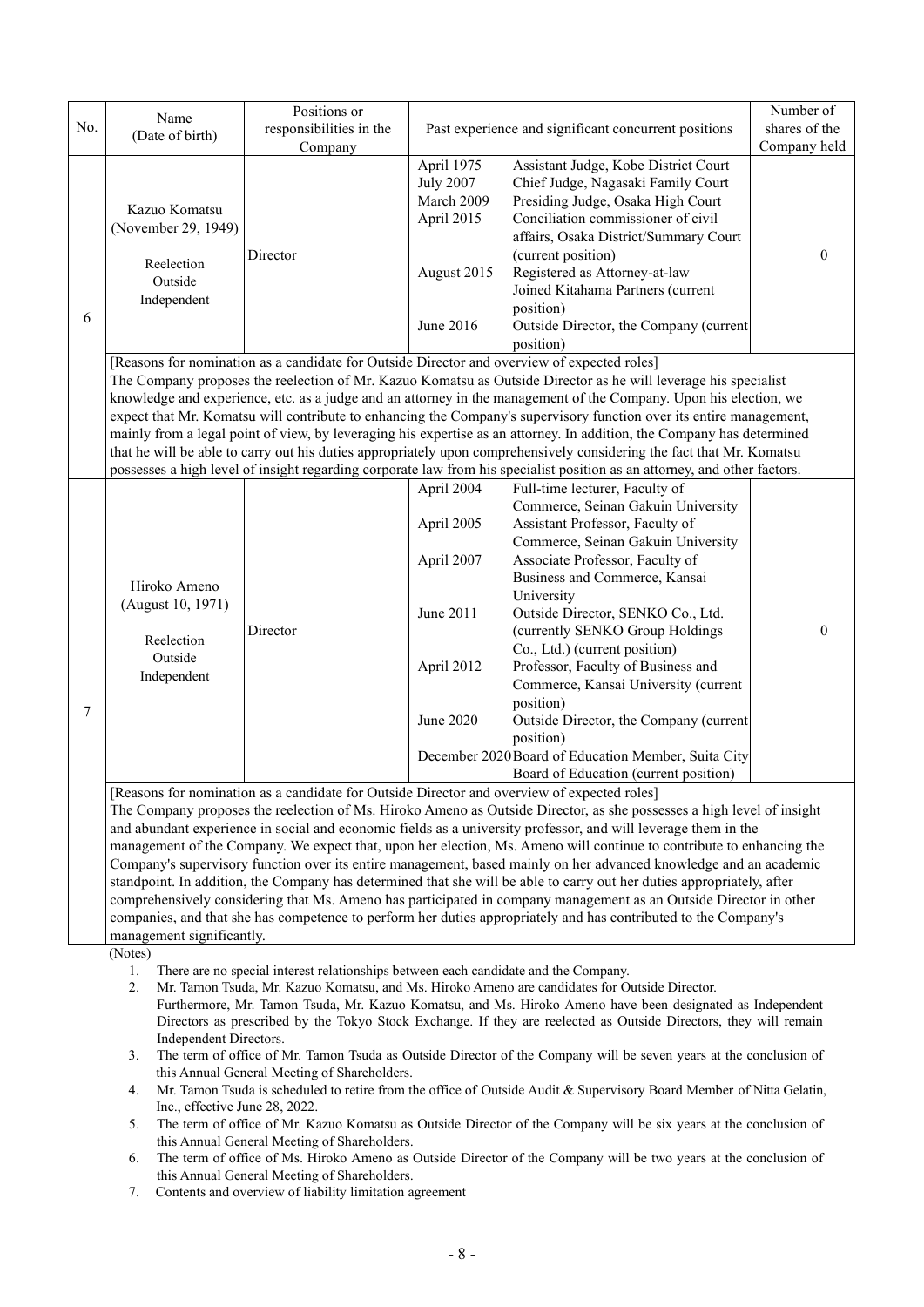| No. | Name (Date of birth) | Positions or responsibilities in the Company | Past experience and significant concurrent positions | Number of shares of the Company held |
|---|---|---|---|---|
| 6 | Kazuo Komatsu (November 29, 1949)<br><br>Reelection<br>Outside<br>Independent | Director | April 1975 Assistant Judge, Kobe District Court<br>July 2007 Chief Judge, Nagasaki Family Court<br>March 2009 Presiding Judge, Osaka High Court<br>April 2015 Conciliation commissioner of civil affairs, Osaka District/Summary Court (current position)<br>August 2015 Registered as Attorney-at-law<br>Joined Kitahama Partners (current position)<br>June 2016 Outside Director, the Company (current position) | 0 |
| | [Reasons for nomination as a candidate for Outside Director and overview of expected roles]<br>The Company proposes the reelection of Mr. Kazuo Komatsu as Outside Director as he will leverage his specialist knowledge and experience, etc. as a judge and an attorney in the management of the Company. Upon his election, we expect that Mr. Komatsu will contribute to enhancing the Company's supervisory function over its entire management, mainly from a legal point of view, by leveraging his expertise as an attorney. In addition, the Company has determined that he will be able to carry out his duties appropriately upon comprehensively considering the fact that Mr. Komatsu possesses a high level of insight regarding corporate law from his specialist position as an attorney, and other factors. | | | |
| 7 | Hiroko Ameno (August 10, 1971)<br><br>Reelection<br>Outside<br>Independent | Director | April 2004 Full-time lecturer, Faculty of Commerce, Seinan Gakuin University<br>April 2005 Assistant Professor, Faculty of Commerce, Seinan Gakuin University<br>April 2007 Associate Professor, Faculty of Business and Commerce, Kansai University<br>June 2011 Outside Director, SENKO Co., Ltd. (currently SENKO Group Holdings Co., Ltd.) (current position)<br>April 2012 Professor, Faculty of Business and Commerce, Kansai University (current position)<br>June 2020 Outside Director, the Company (current position)<br>December 2020 Board of Education Member, Suita City Board of Education (current position) | 0 |
| | [Reasons for nomination as a candidate for Outside Director and overview of expected roles]<br>The Company proposes the reelection of Ms. Hiroko Ameno as Outside Director, as she possesses a high level of insight and abundant experience in social and economic fields as a university professor, and will leverage them in the management of the Company. We expect that, upon her election, Ms. Ameno will continue to contribute to enhancing the Company's supervisory function over its entire management, based mainly on her advanced knowledge and an academic standpoint. In addition, the Company has determined that she will be able to carry out her duties appropriately, after comprehensively considering that Ms. Ameno has participated in company management as an Outside Director in other companies, and that she has competence to perform her duties appropriately and has contributed to the Company's management significantly. | | | |

(Notes)

1. There are no special interest relationships between each candidate and the Company.
2. Mr. Tamon Tsuda, Mr. Kazuo Komatsu, and Ms. Hiroko Ameno are candidates for Outside Director.
   Furthermore, Mr. Tamon Tsuda, Mr. Kazuo Komatsu, and Ms. Hiroko Ameno have been designated as Independent Directors as prescribed by the Tokyo Stock Exchange. If they are reelected as Outside Directors, they will remain Independent Directors.
3. The term of office of Mr. Tamon Tsuda as Outside Director of the Company will be seven years at the conclusion of this Annual General Meeting of Shareholders.
4. Mr. Tamon Tsuda is scheduled to retire from the office of Outside Audit & Supervisory Board Member of Nitta Gelatin, Inc., effective June 28, 2022.
5. The term of office of Mr. Kazuo Komatsu as Outside Director of the Company will be six years at the conclusion of this Annual General Meeting of Shareholders.
6. The term of office of Ms. Hiroko Ameno as Outside Director of the Company will be two years at the conclusion of this Annual General Meeting of Shareholders.
7. Contents and overview of liability limitation agreement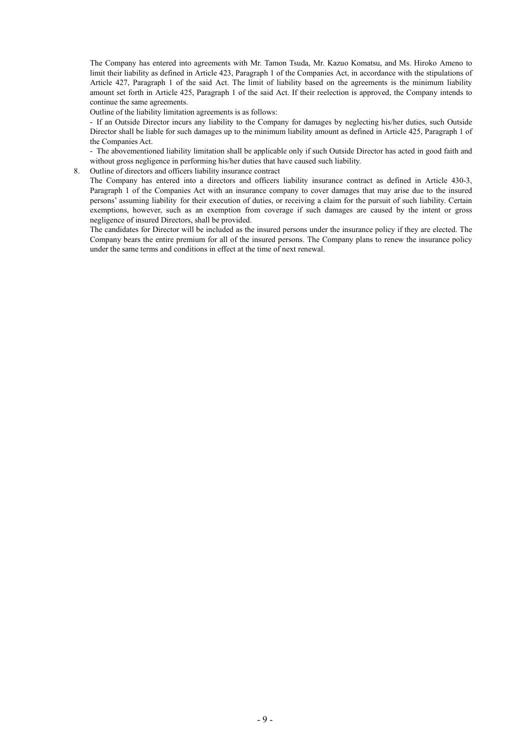The Company has entered into agreements with Mr. Tamon Tsuda, Mr. Kazuo Komatsu, and Ms. Hiroko Ameno to limit their liability as defined in Article 423, Paragraph 1 of the Companies Act, in accordance with the stipulations of Article 427, Paragraph 1 of the said Act. The limit of liability based on the agreements is the minimum liability amount set forth in Article 425, Paragraph 1 of the said Act. If their reelection is approved, the Company intends to continue the same agreements.

Outline of the liability limitation agreements is as follows:

- If an Outside Director incurs any liability to the Company for damages by neglecting his/her duties, such Outside Director shall be liable for such damages up to the minimum liability amount as defined in Article 425, Paragraph 1 of the Companies Act.
- The abovementioned liability limitation shall be applicable only if such Outside Director has acted in good faith and without gross negligence in performing his/her duties that have caused such liability.

8. Outline of directors and officers liability insurance contract

The Company has entered into a directors and officers liability insurance contract as defined in Article 430-3, Paragraph 1 of the Companies Act with an insurance company to cover damages that may arise due to the insured persons' assuming liability for their execution of duties, or receiving a claim for the pursuit of such liability. Certain exemptions, however, such as an exemption from coverage if such damages are caused by the intent or gross negligence of insured Directors, shall be provided.

The candidates for Director will be included as the insured persons under the insurance policy if they are elected. The Company bears the entire premium for all of the insured persons. The Company plans to renew the insurance policy under the same terms and conditions in effect at the time of next renewal.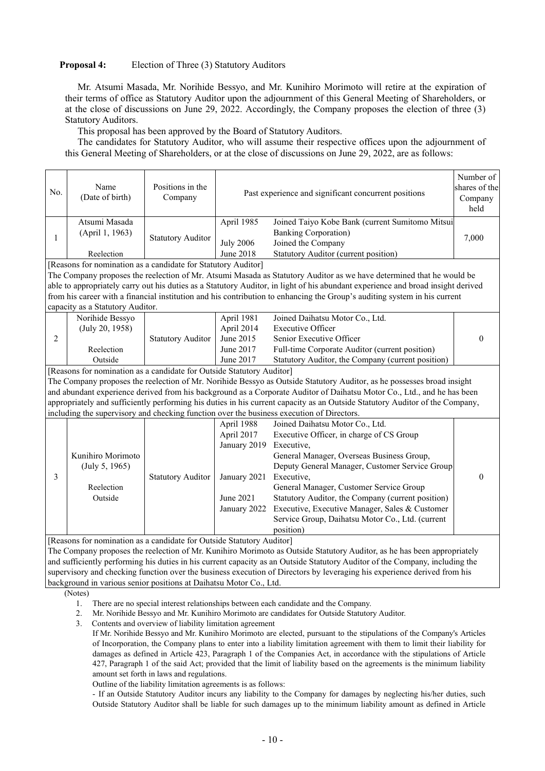**Proposal 4:** Election of Three (3) Statutory Auditors

Mr. Atsumi Masada, Mr. Norihide Bessyo, and Mr. Kunihiro Morimoto will retire at the expiration of their terms of office as Statutory Auditor upon the adjournment of this General Meeting of Shareholders, or at the close of discussions on June 29, 2022. Accordingly, the Company proposes the election of three (3) Statutory Auditors.

This proposal has been approved by the Board of Statutory Auditors.

The candidates for Statutory Auditor, who will assume their respective offices upon the adjournment of this General Meeting of Shareholders, or at the close of discussions on June 29, 2022, are as follows:

| No. | Name (Date of birth) | Positions in the Company | Past experience and significant concurrent positions | | Number of shares of the Company held |
|---|---|---|---|---|---|
| 1 | Atsumi Masada (April 1, 1963) Reelection | Statutory Auditor | April 1985<br>July 2006<br>June 2018 | Joined Taiyo Kobe Bank (current Sumitomo Mitsui Banking Corporation)<br>Joined the Company<br>Statutory Auditor (current position) | 7,000 |
| [Reasons for nomination as a candidate for Statutory Auditor] The Company proposes the reelection of Mr. Atsumi Masada as Statutory Auditor as we have determined that he would be able to appropriately carry out his duties as a Statutory Auditor, in light of his abundant experience and broad insight derived from his career with a financial institution and his contribution to enhancing the Group's auditing system in his current capacity as a Statutory Auditor. | | | | | |
| 2 | Norihide Bessyo (July 20, 1958) Reelection Outside | Statutory Auditor | April 1981<br>April 2014<br>June 2015<br>June 2017<br>June 2017 | Joined Daihatsu Motor Co., Ltd.<br>Executive Officer<br>Senior Executive Officer<br>Full-time Corporate Auditor (current position)<br>Statutory Auditor, the Company (current position) | 0 |
| [Reasons for nomination as a candidate for Outside Statutory Auditor] The Company proposes the reelection of Mr. Norihide Bessyo as Outside Statutory Auditor, as he possesses broad insight and abundant experience derived from his background as a Corporate Auditor of Daihatsu Motor Co., Ltd., and he has been appropriately and sufficiently performing his duties in his current capacity as an Outside Statutory Auditor of the Company, including the supervisory and checking function over the business execution of Directors. | | | | | |
| 3 | Kunihiro Morimoto (July 5, 1965) Reelection Outside | Statutory Auditor | April 1988<br>April 2017<br>January 2019<br><br><br>January 2021<br><br>June 2021<br>January 2022 | Joined Daihatsu Motor Co., Ltd.<br>Executive Officer, in charge of CS Group<br>Executive,<br>General Manager, Overseas Business Group,<br>Deputy General Manager, Customer Service Group<br>Executive,<br>General Manager, Customer Service Group<br>Statutory Auditor, the Company (current position)<br>Executive, Executive Manager, Sales & Customer Service Group, Daihatsu Motor Co., Ltd. (current position) | 0 |
| [Reasons for nomination as a candidate for Outside Statutory Auditor] The Company proposes the reelection of Mr. Kunihiro Morimoto as Outside Statutory Auditor, as he has been appropriately and sufficiently performing his duties in his current capacity as an Outside Statutory Auditor of the Company, including the supervisory and checking function over the business execution of Directors by leveraging his experience derived from his background in various senior positions at Daihatsu Motor Co., Ltd. | | | | | |

(Notes)

1. There are no special interest relationships between each candidate and the Company.
2. Mr. Norihide Bessyo and Mr. Kunihiro Morimoto are candidates for Outside Statutory Auditor.
3. Contents and overview of liability limitation agreement

   If Mr. Norihide Bessyo and Mr. Kunihiro Morimoto are elected, pursuant to the stipulations of the Company's Articles of Incorporation, the Company plans to enter into a liability limitation agreement with them to limit their liability for damages as defined in Article 423, Paragraph 1 of the Companies Act, in accordance with the stipulations of Article 427, Paragraph 1 of the said Act; provided that the limit of liability based on the agreements is the minimum liability amount set forth in laws and regulations.

   Outline of the liability limitation agreements is as follows:

   - If an Outside Statutory Auditor incurs any liability to the Company for damages by neglecting his/her duties, such Outside Statutory Auditor shall be liable for such damages up to the minimum liability amount as defined in Article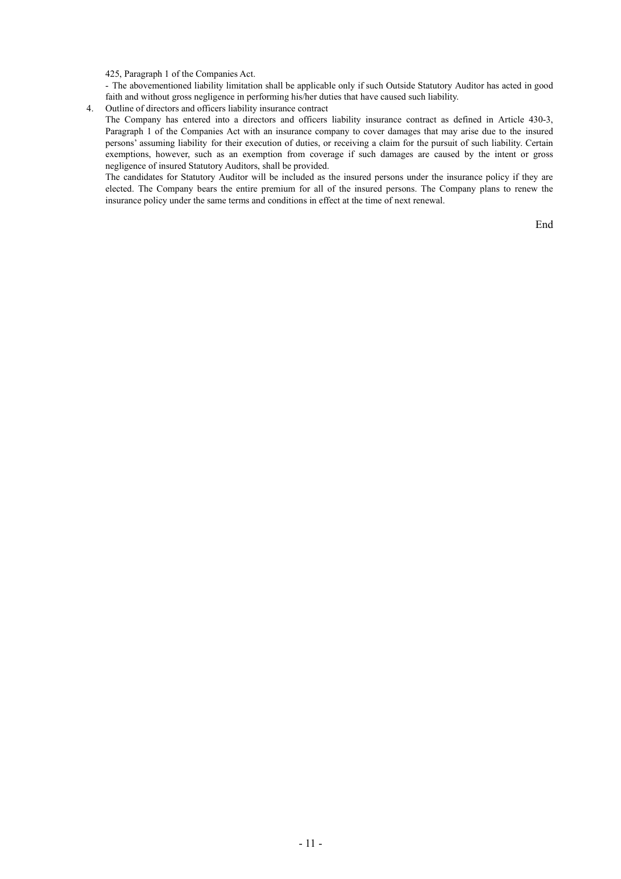425, Paragraph 1 of the Companies Act.

- The abovementioned liability limitation shall be applicable only if such Outside Statutory Auditor has acted in good faith and without gross negligence in performing his/her duties that have caused such liability.

4. Outline of directors and officers liability insurance contract

   The Company has entered into a directors and officers liability insurance contract as defined in Article 430-3, Paragraph 1 of the Companies Act with an insurance company to cover damages that may arise due to the insured persons' assuming liability for their execution of duties, or receiving a claim for the pursuit of such liability. Certain exemptions, however, such as an exemption from coverage if such damages are caused by the intent or gross negligence of insured Statutory Auditors, shall be provided.

   The candidates for Statutory Auditor will be included as the insured persons under the insurance policy if they are elected. The Company bears the entire premium for all of the insured persons. The Company plans to renew the insurance policy under the same terms and conditions in effect at the time of next renewal.

End